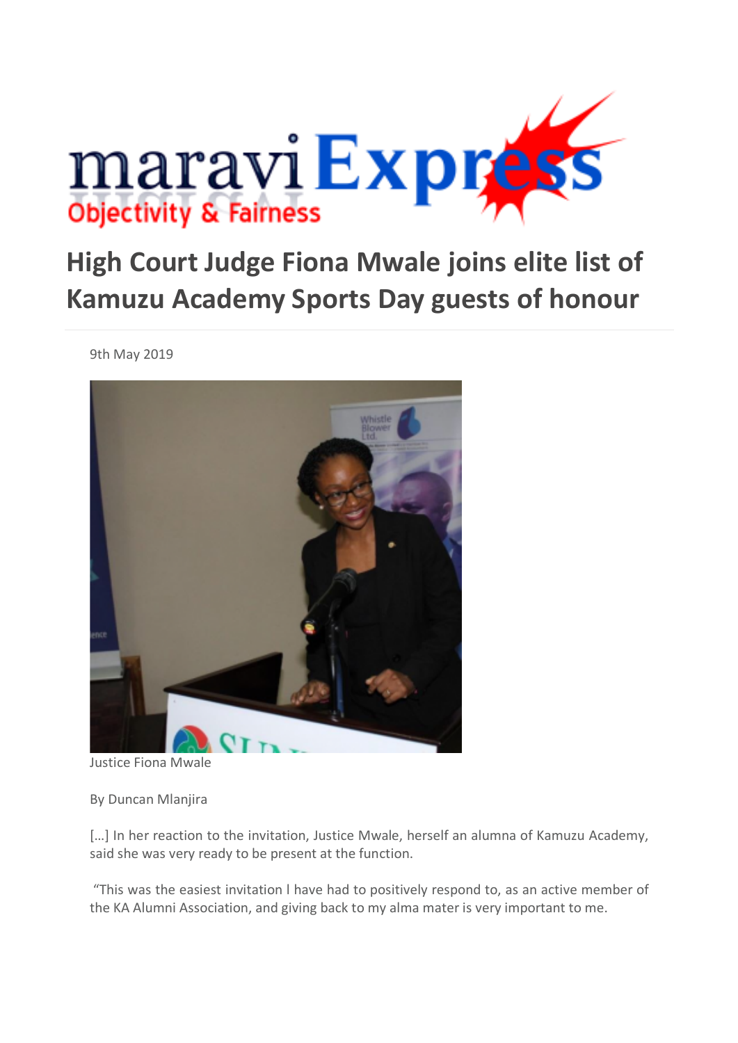maravi Express
Objectivity & Fairness

# High Court Judge Fiona Mwale joins elite list of Kamuzu Academy Sports Day guests of honour

9th May 2019

Justice Fiona Mwale

By Duncan Mlanjira

[…] In her reaction to the invitation, Justice Mwale, herself an alumna of Kamuzu Academy, said she was very ready to be present at the function.

"This was the easiest invitation I have had to positively respond to, as an active member of the KA Alumni Association, and giving back to my alma mater is very important to me.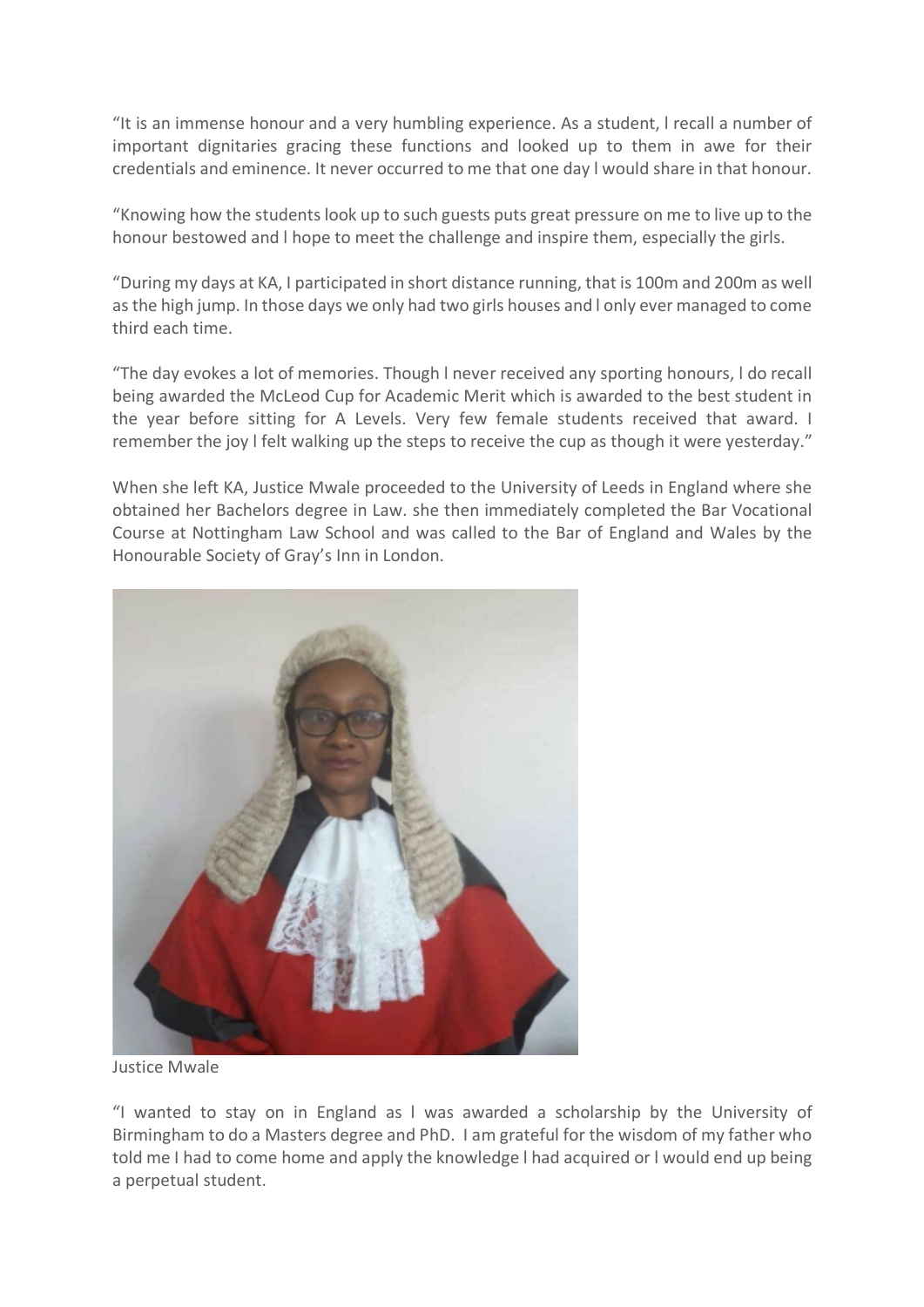"It is an immense honour and a very humbling experience. As a student, I recall a number of important dignitaries gracing these functions and looked up to them in awe for their credentials and eminence. It never occurred to me that one day I would share in that honour.

"Knowing how the students look up to such guests puts great pressure on me to live up to the honour bestowed and I hope to meet the challenge and inspire them, especially the girls.

"During my days at KA, I participated in short distance running, that is 100m and 200m as well as the high jump. In those days we only had two girls houses and I only ever managed to come third each time.

"The day evokes a lot of memories. Though I never received any sporting honours, I do recall being awarded the McLeod Cup for Academic Merit which is awarded to the best student in the year before sitting for A Levels. Very few female students received that award. I remember the joy I felt walking up the steps to receive the cup as though it were yesterday."

When she left KA, Justice Mwale proceeded to the University of Leeds in England where she obtained her Bachelors degree in Law. she then immediately completed the Bar Vocational Course at Nottingham Law School and was called to the Bar of England and Wales by the Honourable Society of Gray's Inn in London.

Justice Mwale

"I wanted to stay on in England as I was awarded a scholarship by the University of Birmingham to do a Masters degree and PhD. I am grateful for the wisdom of my father who told me I had to come home and apply the knowledge I had acquired or I would end up being a perpetual student.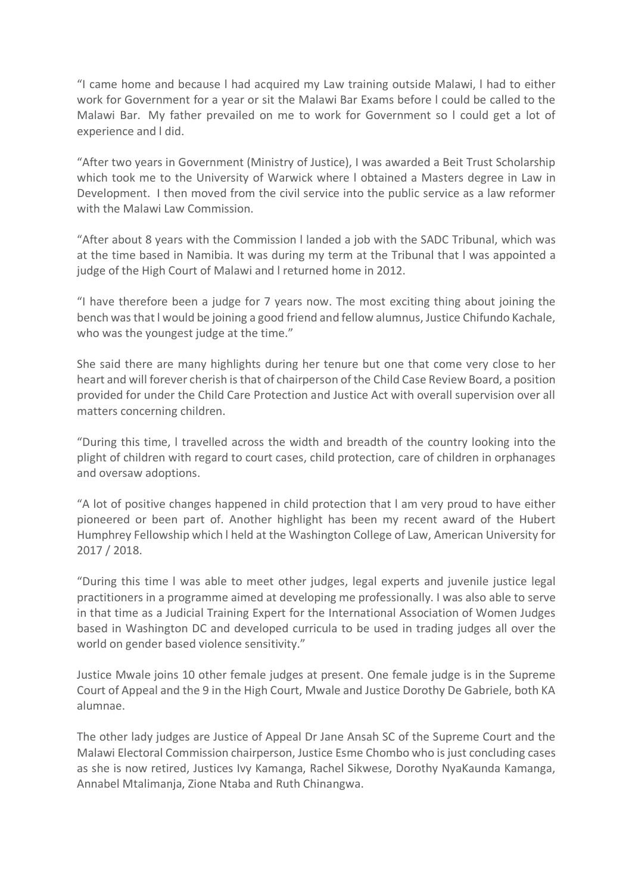“I came home and because I had acquired my Law training outside Malawi, I had to either work for Government for a year or sit the Malawi Bar Exams before I could be called to the Malawi Bar. My father prevailed on me to work for Government so I could get a lot of experience and I did.

“After two years in Government (Ministry of Justice), I was awarded a Beit Trust Scholarship which took me to the University of Warwick where I obtained a Masters degree in Law in Development. I then moved from the civil service into the public service as a law reformer with the Malawi Law Commission.

“After about 8 years with the Commission I landed a job with the SADC Tribunal, which was at the time based in Namibia. It was during my term at the Tribunal that I was appointed a judge of the High Court of Malawi and I returned home in 2012.

“I have therefore been a judge for 7 years now. The most exciting thing about joining the bench was that I would be joining a good friend and fellow alumnus, Justice Chifundo Kachale, who was the youngest judge at the time.”

She said there are many highlights during her tenure but one that come very close to her heart and will forever cherish is that of chairperson of the Child Case Review Board, a position provided for under the Child Care Protection and Justice Act with overall supervision over all matters concerning children.

“During this time, I travelled across the width and breadth of the country looking into the plight of children with regard to court cases, child protection, care of children in orphanages and oversaw adoptions.

“A lot of positive changes happened in child protection that I am very proud to have either pioneered or been part of. Another highlight has been my recent award of the Hubert Humphrey Fellowship which I held at the Washington College of Law, American University for 2017 / 2018.

“During this time I was able to meet other judges, legal experts and juvenile justice legal practitioners in a programme aimed at developing me professionally. I was also able to serve in that time as a Judicial Training Expert for the International Association of Women Judges based in Washington DC and developed curricula to be used in trading judges all over the world on gender based violence sensitivity.”

Justice Mwale joins 10 other female judges at present. One female judge is in the Supreme Court of Appeal and the 9 in the High Court, Mwale and Justice Dorothy De Gabriele, both KA alumnae.

The other lady judges are Justice of Appeal Dr Jane Ansah SC of the Supreme Court and the Malawi Electoral Commission chairperson, Justice Esme Chombo who is just concluding cases as she is now retired, Justices Ivy Kamanga, Rachel Sikwese, Dorothy NyaKaunda Kamanga, Annabel Mtalimanja, Zione Ntaba and Ruth Chinangwa.